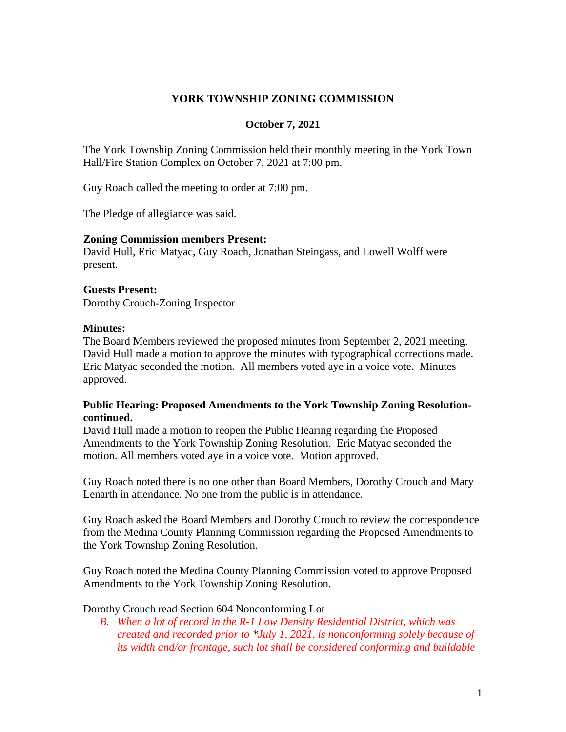# YORK TOWNSHIP ZONING COMMISSION

## October 7, 2021

The York Township Zoning Commission held their monthly meeting in the York Town Hall/Fire Station Complex on October 7, 2021 at 7:00 pm.

Guy Roach called the meeting to order at 7:00 pm.

The Pledge of allegiance was said.

**Zoning Commission members Present:**
David Hull, Eric Matyac, Guy Roach, Jonathan Steingass, and Lowell Wolff were present.

**Guests Present:**
Dorothy Crouch-Zoning Inspector

**Minutes:**
The Board Members reviewed the proposed minutes from September 2, 2021 meeting. David Hull made a motion to approve the minutes with typographical corrections made. Eric Matyac seconded the motion. All members voted aye in a voice vote. Minutes approved.

**Public Hearing: Proposed Amendments to the York Township Zoning Resolution-continued.**
David Hull made a motion to reopen the Public Hearing regarding the Proposed Amendments to the York Township Zoning Resolution. Eric Matyac seconded the motion. All members voted aye in a voice vote. Motion approved.

Guy Roach noted there is no one other than Board Members, Dorothy Crouch and Mary Lenarth in attendance. No one from the public is in attendance.

Guy Roach asked the Board Members and Dorothy Crouch to review the correspondence from the Medina County Planning Commission regarding the Proposed Amendments to the York Township Zoning Resolution.

Guy Roach noted the Medina County Planning Commission voted to approve Proposed Amendments to the York Township Zoning Resolution.

Dorothy Crouch read Section 604 Nonconforming Lot

B. *When a lot of record in the R-1 Low Density Residential District, which was created and recorded prior to *July 1, 2021, is nonconforming solely because of its width and/or frontage, such lot shall be considered conforming and buildable*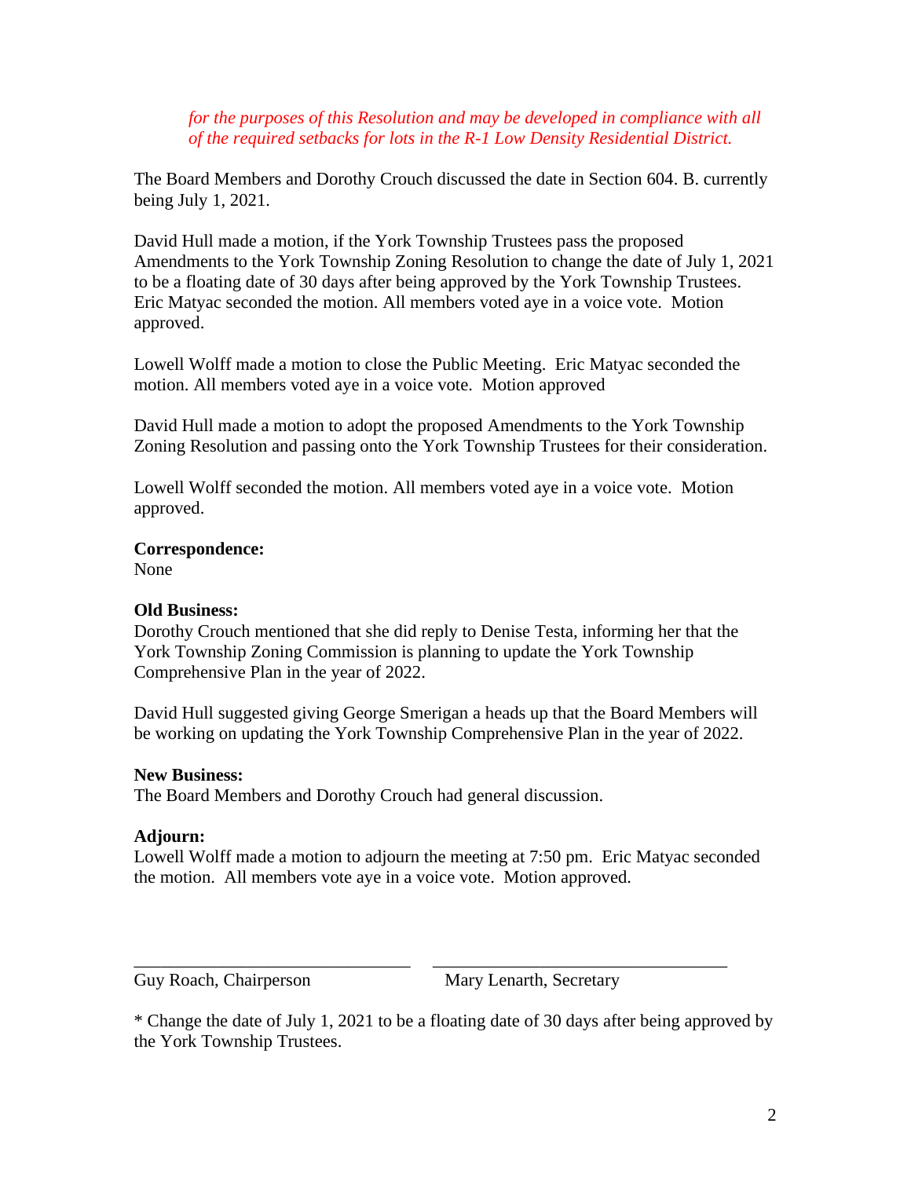*for the purposes of this Resolution and may be developed in compliance with all of the required setbacks for lots in the R-1 Low Density Residential District.*

The Board Members and Dorothy Crouch discussed the date in Section 604. B. currently being July 1, 2021.

David Hull made a motion, if the York Township Trustees pass the proposed Amendments to the York Township Zoning Resolution to change the date of July 1, 2021 to be a floating date of 30 days after being approved by the York Township Trustees. Eric Matyac seconded the motion. All members voted aye in a voice vote. Motion approved.

Lowell Wolff made a motion to close the Public Meeting. Eric Matyac seconded the motion. All members voted aye in a voice vote. Motion approved

David Hull made a motion to adopt the proposed Amendments to the York Township Zoning Resolution and passing onto the York Township Trustees for their consideration.

Lowell Wolff seconded the motion. All members voted aye in a voice vote. Motion approved.

**Correspondence:**
None

**Old Business:**
Dorothy Crouch mentioned that she did reply to Denise Testa, informing her that the York Township Zoning Commission is planning to update the York Township Comprehensive Plan in the year of 2022.

David Hull suggested giving George Smerigan a heads up that the Board Members will be working on updating the York Township Comprehensive Plan in the year of 2022.

**New Business:**
The Board Members and Dorothy Crouch had general discussion.

**Adjourn:**
Lowell Wolff made a motion to adjourn the meeting at 7:50 pm. Eric Matyac seconded the motion. All members vote aye in a voice vote. Motion approved.

_______________________________ _______________________________

Guy Roach, Chairperson Mary Lenarth, Secretary

* Change the date of July 1, 2021 to be a floating date of 30 days after being approved by the York Township Trustees.